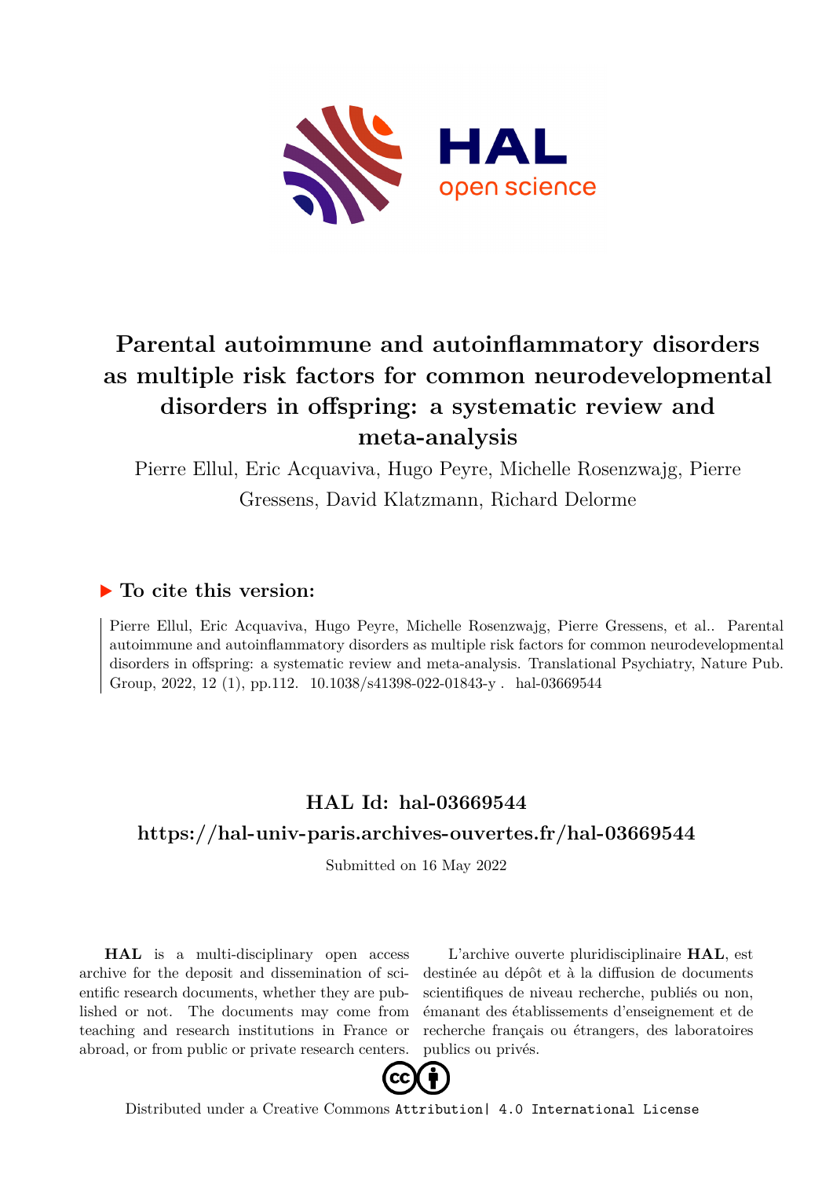# Parental autoimmune and autoinflammatory disorders as multiple risk factors for common neurodevelopmental disorders in offspring: a systematic review and meta-analysis

Pierre Ellul, Eric Acquaviva, Hugo Peyre, Michelle Rosenzwajg, Pierre Gressens, David Klatzmann, Richard Delorme

### ▶ To cite this version:

Pierre Ellul, Eric Acquaviva, Hugo Peyre, Michelle Rosenzwajg, Pierre Gressens, et al.. Parental autoimmune and autoinflammatory disorders as multiple risk factors for common neurodevelopmental disorders in offspring: a systematic review and meta-analysis. Translational Psychiatry, Nature Pub. Group, 2022, 12 (1), pp.112. 10.1038/s41398-022-01843-y . hal-03669544

## HAL Id: hal-03669544

## https://hal-univ-paris.archives-ouvertes.fr/hal-03669544

Submitted on 16 May 2022

**HAL** is a multi-disciplinary open access archive for the deposit and dissemination of scientific research documents, whether they are published or not. The documents may come from teaching and research institutions in France or abroad, or from public or private research centers.

L'archive ouverte pluridisciplinaire **HAL**, est destinée au dépôt et à la diffusion de documents scientifiques de niveau recherche, publiés ou non, émanant des établissements d'enseignement et de recherche français ou étrangers, des laboratoires publics ou privés.

Distributed under a Creative Commons Attribution| 4.0 International License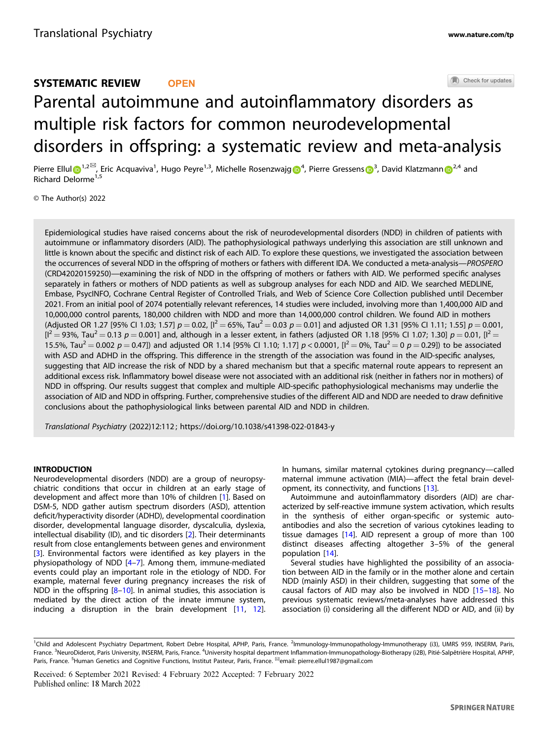# SYSTEMATIC REVIEW **OPEN**

# Parental autoimmune and autoinflammatory disorders as multiple risk factors for common neurodevelopmental disorders in offspring: a systematic review and meta-analysis

Pierre Ellul[1,2✉], Eric Acquaviva[1], Hugo Peyre[1,3], Michelle Rosenzwajg[4], Pierre Gressens[3], David Klatzmann[2,4] and Richard Delorme[1,5]

© The Author(s) 2022

Epidemiological studies have raised concerns about the risk of neurodevelopmental disorders (NDD) in children of patients with autoimmune or inflammatory disorders (AID). The pathophysiological pathways underlying this association are still unknown and little is known about the specific and distinct risk of each AID. To explore these questions, we investigated the association between the occurrences of several NDD in the offspring of mothers or fathers with different IDA. We conducted a meta-analysis—*PROSPERO* (CRD42020159250)—examining the risk of NDD in the offspring of mothers or fathers with AID. We performed specific analyses separately in fathers or mothers of NDD patients as well as subgroup analyses for each NDD and AID. We searched MEDLINE, Embase, PsycINFO, Cochrane Central Register of Controlled Trials, and Web of Science Core Collection published until December 2021. From an initial pool of 2074 potentially relevant references, 14 studies were included, involving more than 1,400,000 AID and 10,000,000 control parents, 180,000 children with NDD and more than 14,000,000 control children. We found AID in mothers (Adjusted OR 1.27 [95% CI 1.03; 1.57] $p = 0.02$, [$I^2 = 65\%$, $Tau^2 = 0.03$ $p = 0.01$] and adjusted OR 1.31 [95% CI 1.11; 1.55] $p = 0.001$, [$I^2 = 93\%$, $Tau^2 = 0.13$ $p = 0.001$] and, although in a lesser extent, in fathers (adjusted OR 1.18 [95% CI 1.07; 1.30] $p = 0.01$, [$I^2 = 15.5\%$, $Tau^2 = 0.002$ $p = 0.47$]) and adjusted OR 1.14 [95% CI 1.10; 1.17] $p < 0.0001$, [$I^2 = 0\%$, $Tau^2 = 0$ $p = 0.29$]) to be associated with ASD and ADHD in the offspring. This difference in the strength of the association was found in the AID-specific analyses, suggesting that AID increase the risk of NDD by a shared mechanism but that a specific maternal route appears to represent an additional excess risk. Inflammatory bowel disease were not associated with an additional risk (neither in fathers nor in mothers) of NDD in offspring. Our results suggest that complex and multiple AID-specific pathophysiological mechanisms may underlie the association of AID and NDD in offspring. Further, comprehensive studies of the different AID and NDD are needed to draw definitive conclusions about the pathophysiological links between parental AID and NDD in children.

*Translational Psychiatry* (2022)12:112 ; https://doi.org/10.1038/s41398-022-01843-y

## INTRODUCTION

Neurodevelopmental disorders (NDD) are a group of neuropsychiatric conditions that occur in children at an early stage of development and affect more than 10% of children [1]. Based on DSM-5, NDD gather autism spectrum disorders (ASD), attention deficit/hyperactivity disorder (ADHD), developmental coordination disorder, developmental language disorder, dyscalculia, dyslexia, intellectual disability (ID), and tic disorders [2]. Their determinants result from close entanglements between genes and environment [3]. Environmental factors were identified as key players in the physiopathology of NDD [4–7]. Among them, immune-mediated events could play an important role in the etiology of NDD. For example, maternal fever during pregnancy increases the risk of NDD in the offspring [8–10]. In animal studies, this association is mediated by the direct action of the innate immune system, inducing a disruption in the brain development [11, 12]. In humans, similar maternal cytokines during pregnancy—called maternal immune activation (MIA)—affect the fetal brain development, its connectivity, and functions [13].

Autoimmune and autoinflammatory disorders (AID) are characterized by self-reactive immune system activation, which results in the synthesis of either organ-specific or systemic autoantibodies and also the secretion of various cytokines leading to tissue damages [14]. AID represent a group of more than 100 distinct diseases affecting altogether 3–5% of the general population [14].

Several studies have highlighted the possibility of an association between AID in the family or in the mother alone and certain NDD (mainly ASD) in their children, suggesting that some of the causal factors of AID may also be involved in NDD [15–18]. No previous systematic reviews/meta-analyses have addressed this association (i) considering all the different NDD or AID, and (ii) by

---

[1]Child and Adolescent Psychiatry Department, Robert Debre Hospital, APHP, Paris, France. [2]Immunology-Immunopathology-Immunotherapy (i3), UMRS 959, INSERM, Paris, France. [3]NeuroDiderot, Paris University, INSERM, Paris, France. [4]University hospital department Inflammation-Immunopathology-Biotherapy (i2B), Pitié-Salpêtrière Hospital, APHP, Paris, France. [5]Human Genetics and Cognitive Functions, Institut Pasteur, Paris, France. ✉email: pierre.ellul1987@gmail.com

Received: 6 September 2021 Revised: 4 February 2022 Accepted: 7 February 2022
Published online: 18 March 2022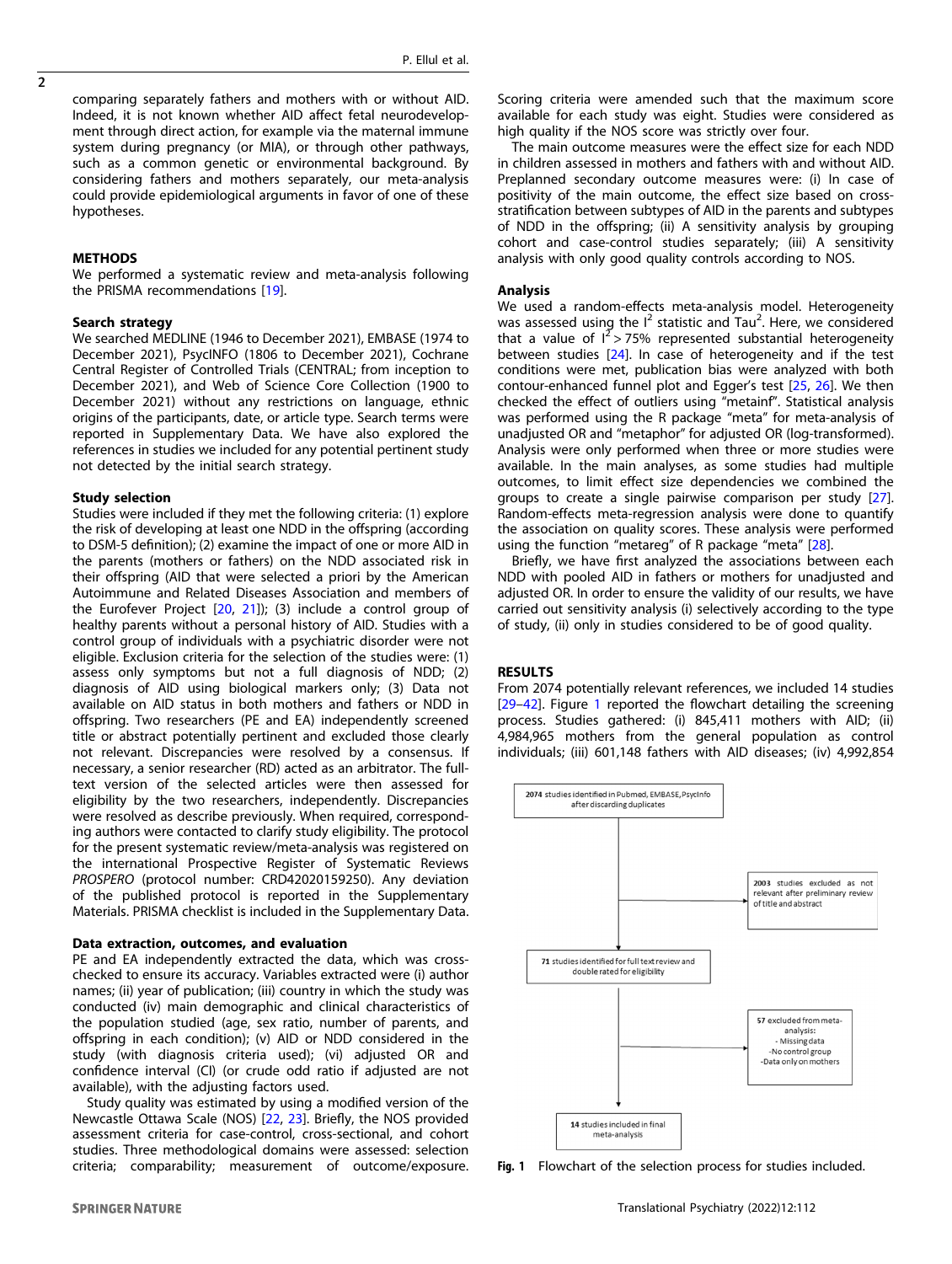comparing separately fathers and mothers with or without AID. Indeed, it is not known whether AID affect fetal neurodevelopment through direct action, for example via the maternal immune system during pregnancy (or MIA), or through other pathways, such as a common genetic or environmental background. By considering fathers and mothers separately, our meta-analysis could provide epidemiological arguments in favor of one of these hypotheses.

## METHODS

We performed a systematic review and meta-analysis following the PRISMA recommendations [19].

### Search strategy

We searched MEDLINE (1946 to December 2021), EMBASE (1974 to December 2021), PsycINFO (1806 to December 2021), Cochrane Central Register of Controlled Trials (CENTRAL; from inception to December 2021), and Web of Science Core Collection (1900 to December 2021) without any restrictions on language, ethnic origins of the participants, date, or article type. Search terms were reported in Supplementary Data. We have also explored the references in studies we included for any potential pertinent study not detected by the initial search strategy.

### Study selection

Studies were included if they met the following criteria: (1) explore the risk of developing at least one NDD in the offspring (according to DSM-5 definition); (2) examine the impact of one or more AID in the parents (mothers or fathers) on the NDD associated risk in their offspring (AID that were selected a priori by the American Autoimmune and Related Diseases Association and members of the Eurofever Project [20, 21]); (3) include a control group of healthy parents without a personal history of AID. Studies with a control group of individuals with a psychiatric disorder were not eligible. Exclusion criteria for the selection of the studies were: (1) assess only symptoms but not a full diagnosis of NDD; (2) diagnosis of AID using biological markers only; (3) Data not available on AID status in both mothers and fathers or NDD in offspring. Two researchers (PE and EA) independently screened title or abstract potentially pertinent and excluded those clearly not relevant. Discrepancies were resolved by a consensus. If necessary, a senior researcher (RD) acted as an arbitrator. The full-text version of the selected articles were then assessed for eligibility by the two researchers, independently. Discrepancies were resolved as describe previously. When required, corresponding authors were contacted to clarify study eligibility. The protocol for the present systematic review/meta-analysis was registered on the international Prospective Register of Systematic Reviews *PROSPERO* (protocol number: CRD42020159250). Any deviation of the published protocol is reported in the Supplementary Materials. PRISMA checklist is included in the Supplementary Data.

### Data extraction, outcomes, and evaluation

PE and EA independently extracted the data, which was cross-checked to ensure its accuracy. Variables extracted were (i) author names; (ii) year of publication; (iii) country in which the study was conducted (iv) main demographic and clinical characteristics of the population studied (age, sex ratio, number of parents, and offspring in each condition); (v) AID or NDD considered in the study (with diagnosis criteria used); (vi) adjusted OR and confidence interval (CI) (or crude odd ratio if adjusted are not available), with the adjusting factors used.

Study quality was estimated by using a modified version of the Newcastle Ottawa Scale (NOS) [22, 23]. Briefly, the NOS provided assessment criteria for case-control, cross-sectional, and cohort studies. Three methodological domains were assessed: selection criteria; comparability; measurement of outcome/exposure. Scoring criteria were amended such that the maximum score available for each study was eight. Studies were considered as high quality if the NOS score was strictly over four.

The main outcome measures were the effect size for each NDD in children assessed in mothers and fathers with and without AID. Preplanned secondary outcome measures were: (i) In case of positivity of the main outcome, the effect size based on cross-stratification between subtypes of AID in the parents and subtypes of NDD in the offspring; (ii) A sensitivity analysis by grouping cohort and case-control studies separately; (iii) A sensitivity analysis with only good quality controls according to NOS.

### Analysis

We used a random-effects meta-analysis model. Heterogeneity was assessed using the $I^2$ statistic and $Tau^2$. Here, we considered that a value of $I^2 > 75\%$ represented substantial heterogeneity between studies [24]. In case of heterogeneity and if the test conditions were met, publication bias were analyzed with both contour-enhanced funnel plot and Egger's test [25, 26]. We then checked the effect of outliers using "metainf". Statistical analysis was performed using the R package "meta" for meta-analysis of unadjusted OR and "metaphor" for adjusted OR (log-transformed). Analysis were only performed when three or more studies were available. In the main analyses, as some studies had multiple outcomes, to limit effect size dependencies we combined the groups to create a single pairwise comparison per study [27]. Random-effects meta-regression analysis were done to quantify the association on quality scores. These analysis were performed using the function "metareg" of R package "meta" [28].

Briefly, we have first analyzed the associations between each NDD with pooled AID in fathers or mothers for unadjusted and adjusted OR. In order to ensure the validity of our results, we have carried out sensitivity analysis (i) selectively according to the type of study, (ii) only in studies considered to be of good quality.

## RESULTS

From 2074 potentially relevant references, we included 14 studies [29–42]. Figure 1 reported the flowchart detailing the screening process. Studies gathered: (i) 845,411 mothers with AID; (ii) 4,984,965 mothers from the general population as control individuals; (iii) 601,148 fathers with AID diseases; (iv) 4,992,854

2074 studies identified in Pubmed, EMBASE, PsycInfo after discarding duplicates

2003 studies excluded as not relevant after preliminary review of title and abstract

71 studies identified for full text review and double rated for eligibility

57 excluded from meta-analysis:
- Missing data
- No control group
- Data only on mothers

14 studies included in final meta-analysis

**Fig. 1** Flowchart of the selection process for studies included.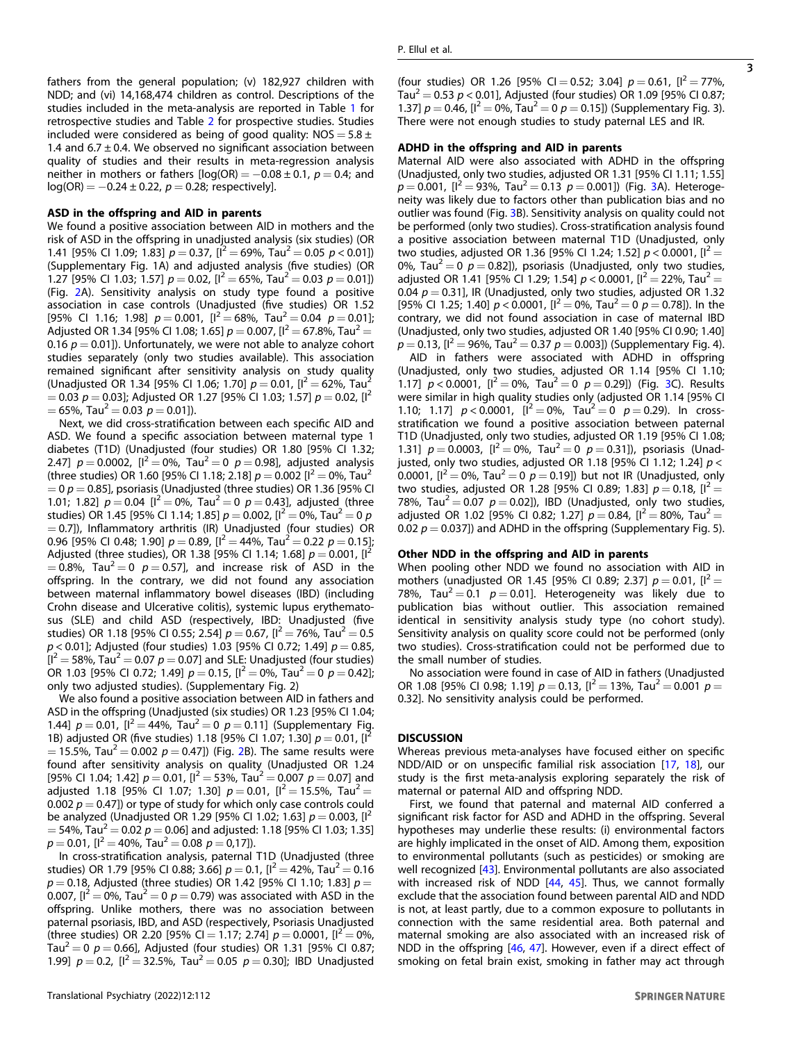fathers from the general population; (v) 182,927 children with NDD; and (vi) 14,168,474 children as control. Descriptions of the studies included in the meta-analysis are reported in Table 1 for retrospective studies and Table 2 for prospective studies. Studies included were considered as being of good quality: NOS = 5.8 ± 1.4 and 6.7 ± 0.4. We observed no significant association between quality of studies and their results in meta-regression analysis neither in mothers or fathers [log(OR) = −0.08 ± 0.1, $p = 0.4$; and log(OR) = −0.24 ± 0.22, $p = 0.28$; respectively].

### ASD in the offspring and AID in parents

We found a positive association between AID in mothers and the risk of ASD in the offspring in unadjusted analysis (six studies) (OR 1.41 [95% CI 1.09; 1.83] $p = 0.37$, [$I^2 = 69\%$, $Tau^2 = 0.05$ $p < 0.01$]) (Supplementary Fig. 1A) and adjusted analysis (five studies) (OR 1.27 [95% CI 1.03; 1.57] $p = 0.02$, [$I^2 = 65\%$, $Tau^2 = 0.03$ $p = 0.01$]) (Fig. 2A). Sensitivity analysis on study type found a positive association in case controls (Unadjusted (five studies) OR 1.52 [95% CI 1.16; 1.98] $p = 0.001$, [$I^2 = 68\%$, $Tau^2 = 0.04$ $p = 0.01$]; Adjusted OR 1.34 [95% CI 1.08; 1.65] $p = 0.007$, [$I^2 = 67.8\%$, $Tau^2 = 0.16$ $p = 0.01$]). Unfortunately, we were not able to analyze cohort studies separately (only two studies available). This association remained significant after sensitivity analysis on study quality (Unadjusted OR 1.34 [95% CI 1.06; 1.70] $p = 0.01$, [$I^2 = 62\%$, $Tau^2 = 0.03$ $p = 0.03$]; Adjusted OR 1.27 [95% CI 1.03; 1.57] $p = 0.02$, [$I^2 = 65\%$, $Tau^2 = 0.03$ $p = 0.01$]).

Next, we did cross-stratification between each specific AID and ASD. We found a specific association between maternal type 1 diabetes (T1D) (Unadjusted (four studies) OR 1.80 [95% CI 1.32; 2.47] $p = 0.0002$, [$I^2 = 0\%$, $Tau^2 = 0$ $p = 0.98$], adjusted analysis (three studies) OR 1.60 [95% CI 1.18; 2.18] $p = 0.002$ [$I^2 = 0\%$, $Tau^2 = 0$ $p = 0.85$], psoriasis (Unadjusted (three studies) OR 1.36 [95% CI 1.01; 1.82] $p = 0.04$ [$I^2 = 0\%$, $Tau^2 = 0$ $p = 0.43$], adjusted (three studies) OR 1.45 [95% CI 1.14; 1.85] $p = 0.002$, [$I^2 = 0\%$, $Tau^2 = 0$ $p = 0.7$]), Inflammatory arthritis (IR) Unadjusted (four studies) OR 0.96 [95% CI 0.48; 1.90] $p = 0.89$, [$I^2 = 44\%$, $Tau^2 = 0.22$ $p = 0.15$]; Adjusted (three studies), OR 1.38 [95% CI 1.14; 1.68] $p = 0.001$, [$I^2 = 0.8\%$, $Tau^2 = 0$ $p = 0.57$], and increase risk of ASD in the offspring. In the contrary, we did not found any association between maternal inflammatory bowel diseases (IBD) (including Crohn disease and Ulcerative colitis), systemic lupus erythematosus (SLE) and child ASD (respectively, IBD: Unadjusted (five studies) OR 1.18 [95% CI 0.55; 2.54] $p = 0.67$, [$I^2 = 76\%$, $Tau^2 = 0.5$ $p < 0.01$]; Adjusted (four studies) 1.03 [95% CI 0.72; 1.49] $p = 0.85$, [$I^2 = 58\%$, $Tau^2 = 0.07$ $p = 0.07$] and SLE: Unadjusted (four studies) OR 1.03 [95% CI 0.72; 1.49] $p = 0.15$, [$I^2 = 0\%$, $Tau^2 = 0$ $p = 0.42$]; only two adjusted studies). (Supplementary Fig. 2)

We also found a positive association between AID in fathers and ASD in the offspring (Unadjusted (six studies) OR 1.23 [95% CI 1.04; 1.44] $p = 0.01$, [$I^2 = 44\%$, $Tau^2 = 0$ $p = 0.11$] (Supplementary Fig. 1B) adjusted OR (five studies) 1.18 [95% CI 1.07; 1.30] $p = 0.01$, [$I^2 = 15.5\%$, $Tau^2 = 0.002$ $p = 0.47$]) (Fig. 2B). The same results were found after sensitivity analysis on quality (Unadjusted OR 1.24 [95% CI 1.04; 1.42] $p = 0.01$, [$I^2 = 53\%$, $Tau^2 = 0.007$ $p = 0.07$] and adjusted 1.18 [95% CI 1.07; 1.30] $p = 0.01$, [$I^2 = 15.5\%$, $Tau^2 = 0.002$ $p = 0.47$]) or type of study for which only case controls could be analyzed (Unadjusted OR 1.29 [95% CI 1.02; 1.63] $p = 0.003$, [$I^2 = 54\%$, $Tau^2 = 0.02$ $p = 0.06$] and adjusted: 1.18 [95% CI 1.03; 1.35] $p = 0.01$, [$I^2 = 40\%$, $Tau^2 = 0.08$ $p = 0{,}17$]).

In cross-stratification analysis, paternal T1D (Unadjusted (three studies) OR 1.79 [95% CI 0.88; 3.66] $p = 0.1$, [$I^2 = 42\%$, $Tau^2 = 0.16$ $p = 0.18$, Adjusted (three studies) OR 1.42 [95% CI 1.10; 1.83] $p = 0.007$, [$I^2 = 0\%$, $Tau^2 = 0$ $p = 0.79$) was associated with ASD in the offspring. Unlike mothers, there was no association between paternal psoriasis, IBD, and ASD (respectively, Psoriasis Unadjusted (three studies) OR 2.20 [95% CI = 1.17; 2.74] $p = 0.0001$, [$I^2 = 0\%$, $Tau^2 = 0$ $p = 0.66$], Adjusted (four studies) OR 1.31 [95% CI 0.87; 1.99] $p = 0.2$, [$I^2 = 32.5\%$, $Tau^2 = 0.05$ $p = 0.30$]; IBD Unadjusted (four studies) OR 1.26 [95% CI = 0.52; 3.04] $p = 0.61$, [$I^2 = 77\%$, $Tau^2 = 0.53$ $p < 0.01$], Adjusted (four studies) OR 1.09 [95% CI 0.87; 1.37] $p = 0.46$, [$I^2 = 0\%$, $Tau^2 = 0$ $p = 0.15$]) (Supplementary Fig. 3). There were not enough studies to study paternal LES and IR.

### ADHD in the offspring and AID in parents

Maternal AID were also associated with ADHD in the offspring (Unadjusted, only two studies, adjusted OR 1.31 [95% CI 1.11; 1.55] $p = 0.001$, [$I^2 = 93\%$, $Tau^2 = 0.13$ $p = 0.001$]) (Fig. 3A). Heterogeneity was likely due to factors other than publication bias and no outlier was found (Fig. 3B). Sensitivity analysis on quality could not be performed (only two studies). Cross-stratification analysis found a positive association between maternal T1D (Unadjusted, only two studies, adjusted OR 1.36 [95% CI 1.24; 1.52] $p < 0.0001$, [$I^2 = 0\%$, $Tau^2 = 0$ $p = 0.82$]), psoriasis (Unadjusted, only two studies, adjusted OR 1.41 [95% CI 1.29; 1.54] $p < 0.0001$, [$I^2 = 22\%$, $Tau^2 = 0.04$ $p = 0.31$], IR (Unadjusted, only two studies, adjusted OR 1.32 [95% CI 1.25; 1.40] $p < 0.0001$, [$I^2 = 0\%$, $Tau^2 = 0$ $p = 0.78$]). In the contrary, we did not found association in case of maternal IBD (Unadjusted, only two studies, adjusted OR 1.40 [95% CI 0.90; 1.40] $p = 0.13$, [$I^2 = 96\%$, $Tau^2 = 0.37$ $p = 0.003$]) (Supplementary Fig. 4).

AID in fathers were associated with ADHD in offspring (Unadjusted, only two studies, adjusted OR 1.14 [95% CI 1.10; 1.17] $p < 0.0001$, [$I^2 = 0\%$, $Tau^2 = 0$ $p = 0.29$]) (Fig. 3C). Results were similar in high quality studies only (adjusted OR 1.14 [95% CI 1.10; 1.17] $p < 0.0001$, [$I^2 = 0\%$, $Tau^2 = 0$ $p = 0.29$]). In cross-stratification we found a positive association between paternal T1D (Unadjusted, only two studies, adjusted OR 1.19 [95% CI 1.08; 1.31] $p = 0.0003$, [$I^2 = 0\%$, $Tau^2 = 0$ $p = 0.31$]), psoriasis (Unadjusted, only two studies, adjusted OR 1.18 [95% CI 1.12; 1.24] $p < 0.0001$, [$I^2 = 0\%$, $Tau^2 = 0$ $p = 0.19$]) but not IR (Unadjusted, only two studies, adjusted OR 1.28 [95% CI 0.89; 1.83] $p = 0.18$, [$I^2 = 78\%$, $Tau^2 = 0.07$ $p = 0.02$]), IBD (Unadjusted, only two studies, adjusted OR 1.02 [95% CI 0.82; 1.27] $p = 0.84$, [$I^2 = 80\%$, $Tau^2 = 0.02$ $p = 0.037$]) and ADHD in the offspring (Supplementary Fig. 5).

### Other NDD in the offspring and AID in parents

When pooling other NDD we found no association with AID in mothers (unadjusted OR 1.45 [95% CI 0.89; 2.37] $p = 0.01$, [$I^2 = 78\%$, $Tau^2 = 0.1$ $p = 0.01$]. Heterogeneity was likely due to publication bias without outlier. This association remained identical in sensitivity analysis study type (no cohort study). Sensitivity analysis on quality score could not be performed (only two studies). Cross-stratification could not be performed due to the small number of studies.

No association were found in case of AID in fathers (Unadjusted OR 1.08 [95% CI 0.98; 1.19] $p = 0.13$, [$I^2 = 13\%$, $Tau^2 = 0.001$ $p = 0.32$]. No sensitivity analysis could be performed.

## DISCUSSION

Whereas previous meta-analyses have focused either on specific NDD/AID or on unspecific familial risk association [17, 18], our study is the first meta-analysis exploring separately the risk of maternal or paternal AID and offspring NDD.

First, we found that paternal and maternal AID conferred a significant risk factor for ASD and ADHD in the offspring. Several hypotheses may underlie these results: (i) environmental factors are highly implicated in the onset of AID. Among them, exposition to environmental pollutants (such as pesticides) or smoking are well recognized [43]. Environmental pollutants are also associated with increased risk of NDD [44, 45]. Thus, we cannot formally exclude that the association found between parental AID and NDD is not, at least partly, due to a common exposure to pollutants in connection with the same residential area. Both paternal and maternal smoking are also associated with an increased risk of NDD in the offspring [46, 47]. However, even if a direct effect of smoking on fetal brain exist, smoking in father may act through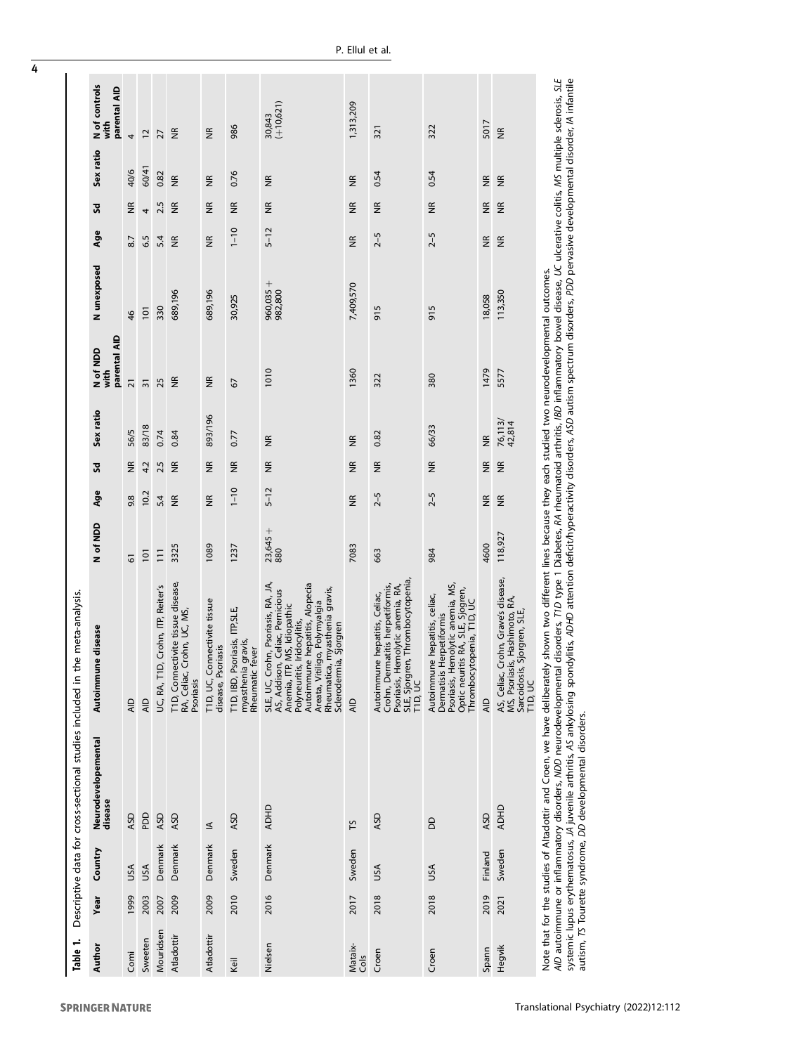**Table 1.** Descriptive data for cross-sectional studies included in the meta-analysis.

| Author | Year | Country | Neurodevelopemental disease | Autoimmune disease | N of NDD | Age | Sd | Sex ratio | N of NDD with parental AID | N unexposed | Age | Sd | Sex ratio | N of controls with parental AID |
|---|---|---|---|---|---|---|---|---|---|---|---|---|---|---|
| Comi | 1999 | USA | ASD | AID | 61 | 9.8 | NR | 56/5 | 21 | 46 | 8.7 | NR | 40/6 | 4 |
| Sweeten | 2003 | USA | PDD | AID | 101 | 10.2 | 4.2 | 83/18 | 31 | 101 | 6.5 | 4 | 60/41 | 12 |
| Mouridsen | 2007 | Denmark | ASD | UC, RA, T1D, Crohn, ITP, Reiter's | 111 | 5.4 | 2.5 | 0.74 | 25 | 330 | 5.4 | 2.5 | 0.82 | 27 |
| Atladottir | 2009 | Denmark | ASD | T1D, Connectivite tissue disease, RA, Celiac, Crohn, UC, MS, Psoriasis | 3325 | NR | NR | 0.84 | NR | 689,196 | NR | NR | NR | NR |
| Atladottir | 2009 | Denmark | IA | T1D, UC, Connectivite tissue disease, Psoriasis | 1089 | NR | NR | 893/196 | NR | 689,196 | NR | NR | NR | NR |
| Keil | 2010 | Sweden | ASD | T1D, IBD, Psoriasis, ITP,SLE, myasthenia gravis, Rheumatic fever | 1237 | 1–10 | NR | 0.77 | 67 | 30,925 | 1–10 | NR | 0.76 | 986 |
| Nielsen | 2016 | Denmark | ADHD | SLE, UC, Crohn, Psoriasis, RA, JA, AS, Addison, Celiac, Pernicious Anemia, ITP, MS, Idiopathic Polyneuritis, Iridocyclitis, Autoimmune hepatitis, Alopecia Areata, Vitiligo, Polymyalgia Rheumatica, myasthenia gravis, Sclerodermia, Sjorgren | 23,645 + 880 | 5–12 | NR | NR | 1010 | 960,035 + 982,800 | 5–12 | NR | NR | 30,843 (+10,621) |
| Mataix-Cols | 2017 | Sweden | TS | AID | 7083 | NR | NR | NR | 1360 | 7,409,570 | NR | NR | NR | 1,313,209 |
| Croen | 2018 | USA | ASD | Autoimmune hepatitis, Celiac, Crohn, Dermatitis herpetformis, Psoriasis, Hemolytic anemia, RA, SLE, Sjorgren, Thrombocytopenia, T1D, UC | 663 | 2–5 | NR | 0.82 | 322 | 915 | 2–5 | NR | 0.54 | 321 |
| Croen | 2018 | USA | DD | Autoimmune hepatitis, celiac, Dermatisis Herpetiformis Psoriasis, Hemolytic anemia, MS, Optic neuritis RA, SLE, Sjogren, Thrombocytopenia, T1D, UC | 984 | 2–5 | NR | 66/33 | 380 | 915 | 2–5 | NR | 0.54 | 322 |
| Spann | 2019 | Finland | ASD | AID | 4600 | NR | NR | NR | 1479 | 18,058 | NR | NR | NR | 5017 |
| Hegvik | 2021 | Sweden | ADHD | AS, Celiac, Crohn, Grave's disease, MS, Psoriasis, Hashimoto, RA, Sarcoidosis, Sjorgren, SLE, T1D, UC | 118,927 | NR | NR | 76,113/ 42,814 | 5577 | 113,350 | NR | NR | NR | NR |

Note that for the studies of Atladottir and Croen, we have deliberately shown two different lines because they each studied two neurodevelopmental outcomes.
*AID* autoimmune or inflammatory disorders, *NDD* neurodevelopmental disorders, *T1D* type 1 Diabetes, *RA* rheumatoid arthritis, *IBD* inflammatory bowel disease, *UC* ulcerative colitis, *MS* multiple sclerosis, *SLE* systemic lupus erythematosus, *JA* juvenile arthritis, *AS* ankylosing spondylitis, *ADHD* attention deficit/hyperactivity disorders, *ASD* autism spectrum disorders, *PDD* pervasive developmental disorder, *IA* infantile autism, *TS* Tourette syndrome, *DD* developmental disorders.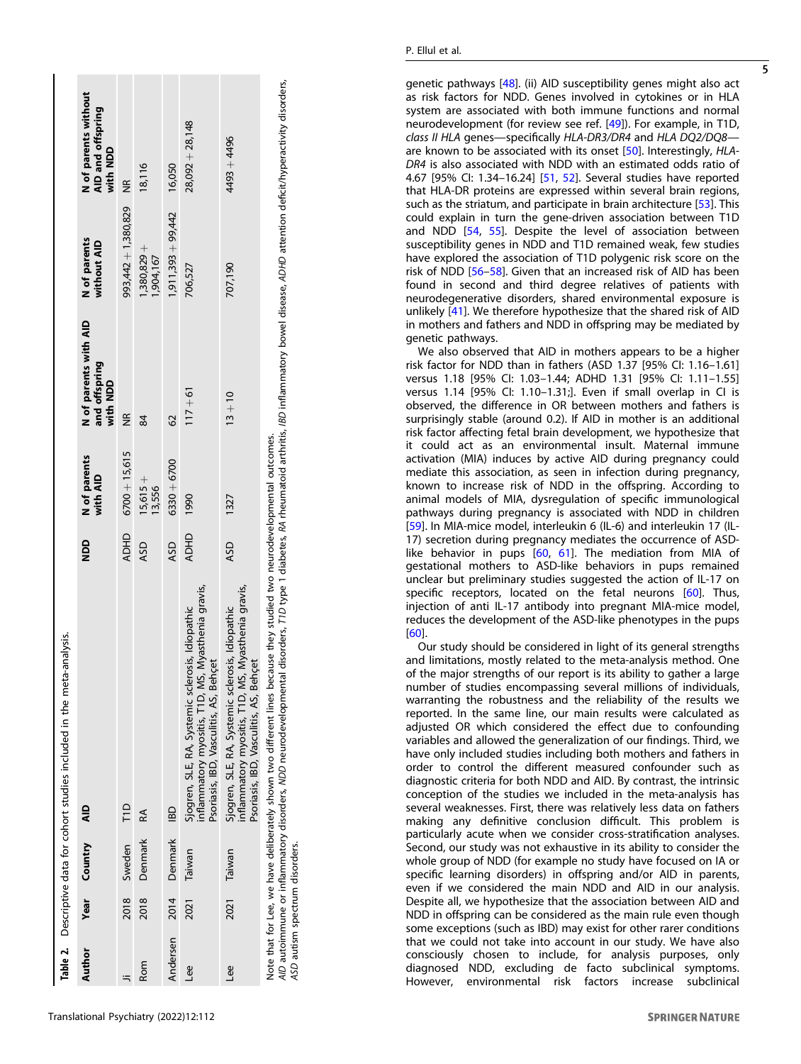**Table 2.** Descriptive data for cohort studies included in the meta-analysis.

| Author | Year | Country | AID | NDD | N of parents with AID | N of parents with AID and offspring with NDD | N of parents without AID | N of parents without AID and offspring with NDD |
|---|---|---|---|---|---|---|---|---|
| Ji | 2018 | Sweden | T1D | ADHD | 6700 + 15,615 | NR | 993,442 + 1,380,829 | NR |
| Rom | 2018 | Denmark | RA | ASD | 15,615 + 13,556 | 84 | 1,380,829 + 1,904,167 | 18,116 |
| Andersen | 2014 | Denmark | IBD | ASD | 6330 + 6700 | 62 | 1,911,393 + 99,442 | 16,050 |
| Lee | 2021 | Taiwan | Sjogren, SLE, RA, Systemic sclerosis, Idiopathic inflammatory myositis, T1D, MS, Myasthenia gravis, Psoriasis, IBD, Vasculitis, AS, Behçet | ADHD | 1990 | 117 + 61 | 706,527 | 28,092 + 28,148 |
| Lee | 2021 | Taiwan | Sjogren, SLE, RA, Systemic sclerosis, Idiopathic inflammatory myositis, T1D, MS, Myasthenia gravis, Psoriasis, IBD, Vasculitis, AS, Behçet | ASD | 1327 | 13 + 10 | 707,190 | 4493 + 4496 |

Note that for Lee, we have deliberately shown two different lines because they studied two neurodevelopmental outcomes.
*AID* autoimmune or inflammatory disorders, *NDD* neurodevelopmental disorders, *T1D* type 1 diabetes, *RA* rheumatoid arthritis, *IBD* inflammatory bowel disease, *ADHD* attention deficit/hyperactivity disorders, *ASD* autism spectrum disorders.

genetic pathways [48]. (ii) AID susceptibility genes might also act as risk factors for NDD. Genes involved in cytokines or in HLA system are associated with both immune functions and normal neurodevelopment (for review see ref. [49]). For example, in T1D, *class II HLA* genes—specifically *HLA-DR3/DR4* and *HLA DQ2/DQ8*—are known to be associated with its onset [50]. Interestingly, *HLA-DR4* is also associated with NDD with an estimated odds ratio of 4.67 [95% CI: 1.34–16.24] [51, 52]. Several studies have reported that HLA-DR proteins are expressed within several brain regions, such as the striatum, and participate in brain architecture [53]. This could explain in turn the gene-driven association between T1D and NDD [54, 55]. Despite the level of association between susceptibility genes in NDD and T1D remained weak, few studies have explored the association of T1D polygenic risk score on the risk of NDD [56–58]. Given that an increased risk of AID has been found in second and third degree relatives of patients with neurodegenerative disorders, shared environmental exposure is unlikely [41]. We therefore hypothesize that the shared risk of AID in mothers and fathers and NDD in offspring may be mediated by genetic pathways.

We also observed that AID in mothers appears to be a higher risk factor for NDD than in fathers (ASD 1.37 [95% CI: 1.16–1.61] versus 1.18 [95% CI: 1.03–1.44; ADHD 1.31 [95% CI: 1.11–1.55] versus 1.14 [95% CI: 1.10–1.31;]. Even if small overlap in CI is observed, the difference in OR between mothers and fathers is surprisingly stable (around 0.2). If AID in mother is an additional risk factor affecting fetal brain development, we hypothesize that it could act as an environmental insult. Maternal immune activation (MIA) induces by active AID during pregnancy could mediate this association, as seen in infection during pregnancy, known to increase risk of NDD in the offspring. According to animal models of MIA, dysregulation of specific immunological pathways during pregnancy is associated with NDD in children [59]. In MIA-mice model, interleukin 6 (IL-6) and interleukin 17 (IL-17) secretion during pregnancy mediates the occurrence of ASD-like behavior in pups [60, 61]. The mediation from MIA of gestational mothers to ASD-like behaviors in pups remained unclear but preliminary studies suggested the action of IL-17 on specific receptors, located on the fetal neurons [60]. Thus, injection of anti IL-17 antibody into pregnant MIA-mice model, reduces the development of the ASD-like phenotypes in the pups [60].

Our study should be considered in light of its general strengths and limitations, mostly related to the meta-analysis method. One of the major strengths of our report is its ability to gather a large number of studies encompassing several millions of individuals, warranting the robustness and the reliability of the results we reported. In the same line, our main results were calculated as adjusted OR which considered the effect due to confounding variables and allowed the generalization of our findings. Third, we have only included studies including both mothers and fathers in order to control the different measured confounder such as diagnostic criteria for both NDD and AID. By contrast, the intrinsic conception of the studies we included in the meta-analysis has several weaknesses. First, there was relatively less data on fathers making any definitive conclusion difficult. This problem is particularly acute when we consider cross-stratification analyses. Second, our study was not exhaustive in its ability to consider the whole group of NDD (for example no study have focused on IA or specific learning disorders) in offspring and/or AID in parents, even if we considered the main NDD and AID in our analysis. Despite all, we hypothesize that the association between AID and NDD in offspring can be considered as the main rule even though some exceptions (such as IBD) may exist for other rarer conditions that we could not take into account in our study. We have also consciously chosen to include, for analysis purposes, only diagnosed NDD, excluding de facto subclinical symptoms. However, environmental risk factors increase subclinical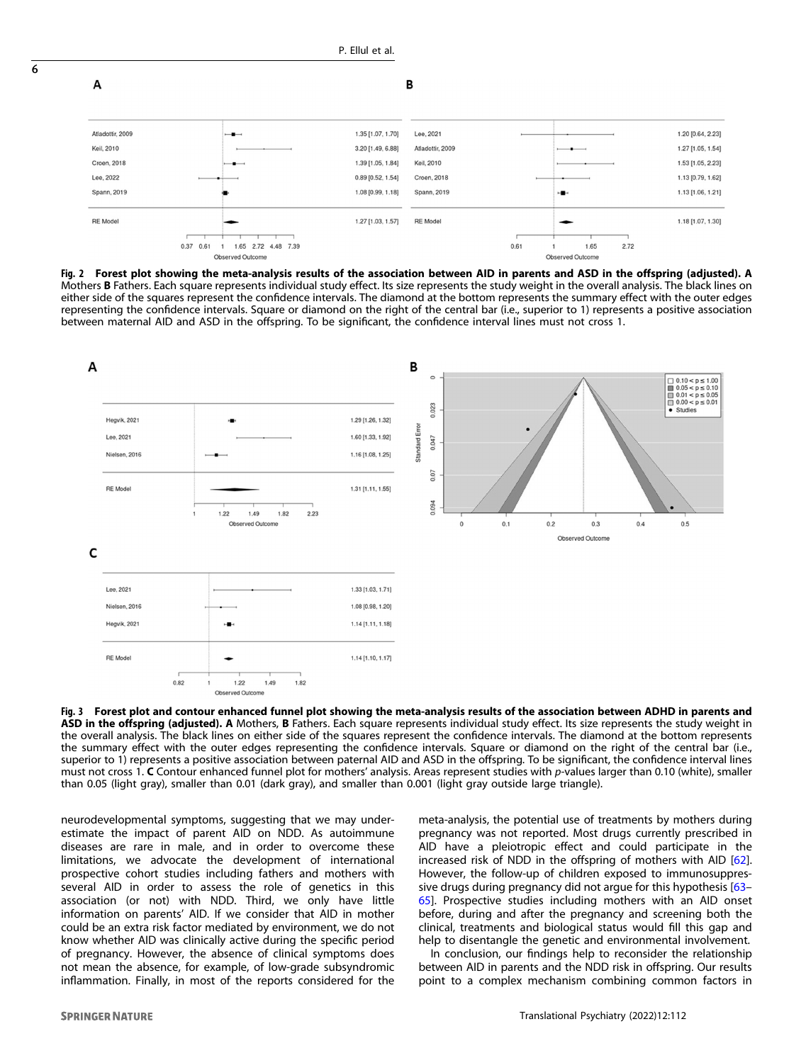A

| Study | Observed Outcome [95% CI] |
|---|---|
| Atladottir, 2009 | 1.35 [1.07, 1.70] |
| Keil, 2010 | 3.20 [1.49, 6.88] |
| Croen, 2018 | 1.39 [1.05, 1.84] |
| Lee, 2022 | 0.89 [0.52, 1.54] |
| Spann, 2019 | 1.08 [0.99, 1.18] |
| RE Model | 1.27 [1.03, 1.57] |

B

| Study | Observed Outcome [95% CI] |
|---|---|
| Lee, 2021 | 1.20 [0.64, 2.23] |
| Atladottir, 2009 | 1.27 [1.05, 1.54] |
| Keil, 2010 | 1.53 [1.05, 2.23] |
| Croen, 2018 | 1.13 [0.79, 1.62] |
| Spann, 2019 | 1.13 [1.06, 1.21] |
| RE Model | 1.18 [1.07, 1.30] |

**Fig. 2 Forest plot showing the meta-analysis results of the association between AID in parents and ASD in the offspring (adjusted). A** Mothers **B** Fathers. Each square represents individual study effect. Its size represents the study weight in the overall analysis. The black lines on either side of the squares represent the confidence intervals. The diamond at the bottom represents the summary effect with the outer edges representing the confidence intervals. Square or diamond on the right of the central bar (i.e., superior to 1) represents a positive association between maternal AID and ASD in the offspring. To be significant, the confidence interval lines must not cross 1.

A

| Study | Observed Outcome [95% CI] |
|---|---|
| Hegvik, 2021 | 1.29 [1.26, 1.32] |
| Lee, 2021 | 1.60 [1.33, 1.92] |
| Nielsen, 2016 | 1.16 [1.08, 1.25] |
| RE Model | 1.31 [1.11, 1.55] |

C

| Study | Observed Outcome [95% CI] |
|---|---|
| Lee, 2021 | 1.33 [1.03, 1.71] |
| Nielsen, 2016 | 1.08 [0.98, 1.20] |
| Hegvik, 2021 | 1.14 [1.11, 1.18] |
| RE Model | 1.14 [1.10, 1.17] |

**Fig. 3 Forest plot and contour enhanced funnel plot showing the meta-analysis results of the association between ADHD in parents and ASD in the offspring (adjusted). A** Mothers, **B** Fathers. Each square represents individual study effect. Its size represents the study weight in the overall analysis. The black lines on either side of the squares represent the confidence intervals. The diamond at the bottom represents the summary effect with the outer edges representing the confidence intervals. Square or diamond on the right of the central bar (i.e., superior to 1) represents a positive association between paternal AID and ASD in the offspring. To be significant, the confidence interval lines must not cross 1. **C** Contour enhanced funnel plot for mothers' analysis. Areas represent studies with *p*-values larger than 0.10 (white), smaller than 0.05 (light gray), smaller than 0.01 (dark gray), and smaller than 0.001 (light gray outside large triangle).

neurodevelopmental symptoms, suggesting that we may underestimate the impact of parent AID on NDD. As autoimmune diseases are rare in male, and in order to overcome these limitations, we advocate the development of international prospective cohort studies including fathers and mothers with several AID in order to assess the role of genetics in this association (or not) with NDD. Third, we only have little information on parents' AID. If we consider that AID in mother could be an extra risk factor mediated by environment, we do not know whether AID was clinically active during the specific period of pregnancy. However, the absence of clinical symptoms does not mean the absence, for example, of low-grade subsyndromic inflammation. Finally, in most of the reports considered for the meta-analysis, the potential use of treatments by mothers during pregnancy was not reported. Most drugs currently prescribed in AID have a pleiotropic effect and could participate in the increased risk of NDD in the offspring of mothers with AID [62]. However, the follow-up of children exposed to immunosuppressive drugs during pregnancy did not argue for this hypothesis [63–65]. Prospective studies including mothers with an AID onset before, during and after the pregnancy and screening both the clinical, treatments and biological status would fill this gap and help to disentangle the genetic and environmental involvement.

In conclusion, our findings help to reconsider the relationship between AID in parents and the NDD risk in offspring. Our results point to a complex mechanism combining common factors in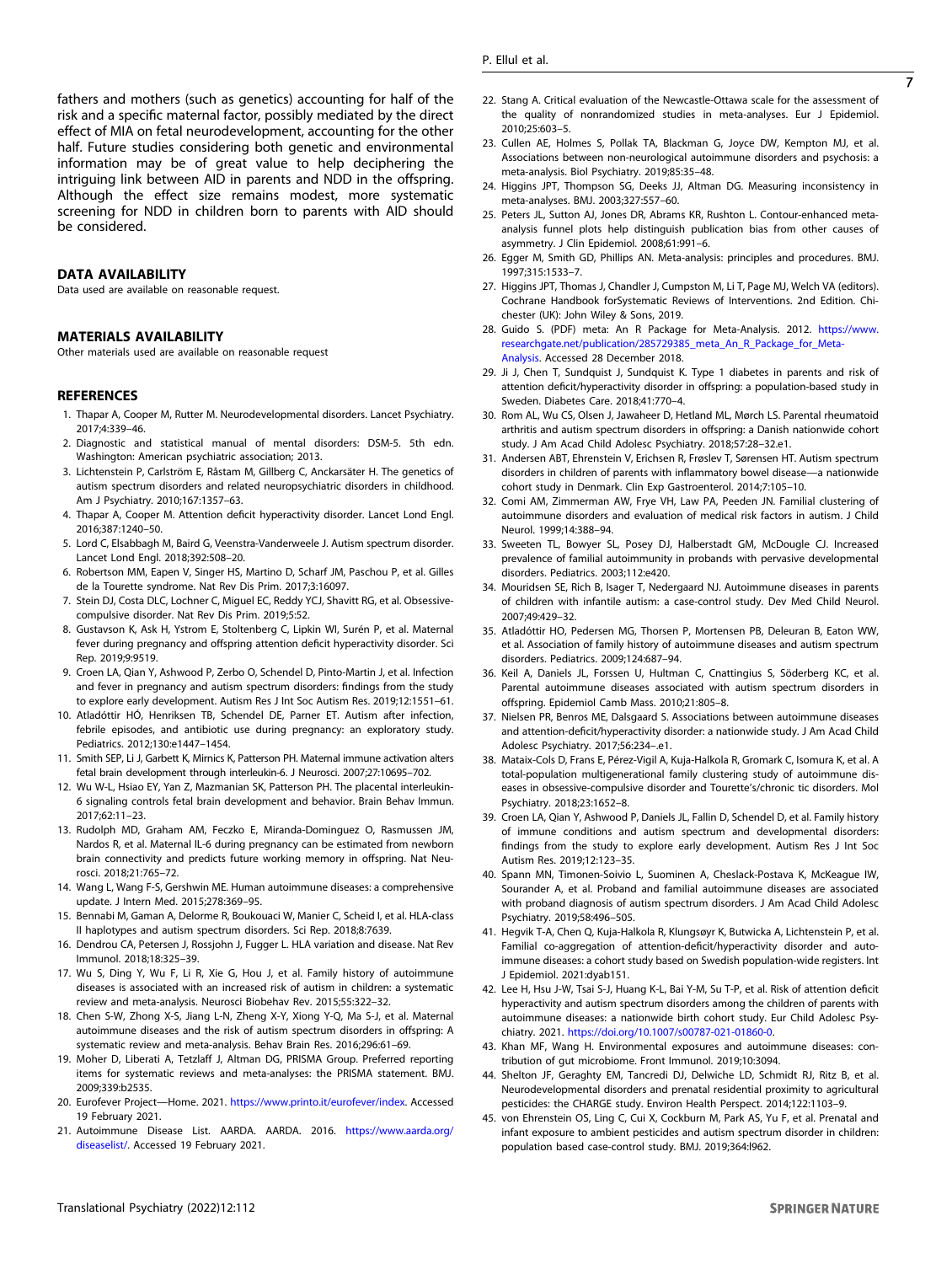fathers and mothers (such as genetics) accounting for half of the risk and a specific maternal factor, possibly mediated by the direct effect of MIA on fetal neurodevelopment, accounting for the other half. Future studies considering both genetic and environmental information may be of great value to help deciphering the intriguing link between AID in parents and NDD in the offspring. Although the effect size remains modest, more systematic screening for NDD in children born to parents with AID should be considered.

## DATA AVAILABILITY

Data used are available on reasonable request.

## MATERIALS AVAILABILITY

Other materials used are available on reasonable request

## REFERENCES

1. Thapar A, Cooper M, Rutter M. Neurodevelopmental disorders. Lancet Psychiatry. 2017;4:339–46.
2. Diagnostic and statistical manual of mental disorders: DSM-5. 5th edn. Washington: American psychiatric association; 2013.
3. Lichtenstein P, Carlström E, Råstam M, Gillberg C, Anckarsäter H. The genetics of autism spectrum disorders and related neuropsychiatric disorders in childhood. Am J Psychiatry. 2010;167:1357–63.
4. Thapar A, Cooper M. Attention deficit hyperactivity disorder. Lancet Lond Engl. 2016;387:1240–50.
5. Lord C, Elsabbagh M, Baird G, Veenstra-Vanderweele J. Autism spectrum disorder. Lancet Lond Engl. 2018;392:508–20.
6. Robertson MM, Eapen V, Singer HS, Martino D, Scharf JM, Paschou P, et al. Gilles de la Tourette syndrome. Nat Rev Dis Prim. 2017;3:16097.
7. Stein DJ, Costa DLC, Lochner C, Miguel EC, Reddy YCJ, Shavitt RG, et al. Obsessive-compulsive disorder. Nat Rev Dis Prim. 2019;5:52.
8. Gustavson K, Ask H, Ystrom E, Stoltenberg C, Lipkin WI, Surén P, et al. Maternal fever during pregnancy and offspring attention deficit hyperactivity disorder. Sci Rep. 2019;9:9519.
9. Croen LA, Qian Y, Ashwood P, Zerbo O, Schendel D, Pinto-Martin J, et al. Infection and fever in pregnancy and autism spectrum disorders: findings from the study to explore early development. Autism Res J Int Soc Autism Res. 2019;12:1551–61.
10. Atladóttir HÓ, Henriksen TB, Schendel DE, Parner ET. Autism after infection, febrile episodes, and antibiotic use during pregnancy: an exploratory study. Pediatrics. 2012;130:e1447–1454.
11. Smith SEP, Li J, Garbett K, Mirnics K, Patterson PH. Maternal immune activation alters fetal brain development through interleukin-6. J Neurosci. 2007;27:10695–702.
12. Wu W-L, Hsiao EY, Yan Z, Mazmanian SK, Patterson PH. The placental interleukin-6 signaling controls fetal brain development and behavior. Brain Behav Immun. 2017;62:11–23.
13. Rudolph MD, Graham AM, Feczko E, Miranda-Dominguez O, Rasmussen JM, Nardos R, et al. Maternal IL-6 during pregnancy can be estimated from newborn brain connectivity and predicts future working memory in offspring. Nat Neurosci. 2018;21:765–72.
14. Wang L, Wang F-S, Gershwin ME. Human autoimmune diseases: a comprehensive update. J Intern Med. 2015;278:369–95.
15. Bennabi M, Gaman A, Delorme R, Boukouaci W, Manier C, Scheid I, et al. HLA-class II haplotypes and autism spectrum disorders. Sci Rep. 2018;8:7639.
16. Dendrou CA, Petersen J, Rossjohn J, Fugger L. HLA variation and disease. Nat Rev Immunol. 2018;18:325–39.
17. Wu S, Ding Y, Wu F, Li R, Xie G, Hou J, et al. Family history of autoimmune diseases is associated with an increased risk of autism in children: a systematic review and meta-analysis. Neurosci Biobehav Rev. 2015;55:322–32.
18. Chen S-W, Zhong X-S, Jiang L-N, Zheng X-Y, Xiong Y-Q, Ma S-J, et al. Maternal autoimmune diseases and the risk of autism spectrum disorders in offspring: A systematic review and meta-analysis. Behav Brain Res. 2016;296:61–69.
19. Moher D, Liberati A, Tetzlaff J, Altman DG, PRISMA Group. Preferred reporting items for systematic reviews and meta-analyses: the PRISMA statement. BMJ. 2009;339:b2535.
20. Eurofever Project—Home. 2021. https://www.printo.it/eurofever/index. Accessed 19 February 2021.
21. Autoimmune Disease List. AARDA. AARDA. 2016. https://www.aarda.org/diseaselist/. Accessed 19 February 2021.
22. Stang A. Critical evaluation of the Newcastle-Ottawa scale for the assessment of the quality of nonrandomized studies in meta-analyses. Eur J Epidemiol. 2010;25:603–5.
23. Cullen AE, Holmes S, Pollak TA, Blackman G, Joyce DW, Kempton MJ, et al. Associations between non-neurological autoimmune disorders and psychosis: a meta-analysis. Biol Psychiatry. 2019;85:35–48.
24. Higgins JPT, Thompson SG, Deeks JJ, Altman DG. Measuring inconsistency in meta-analyses. BMJ. 2003;327:557–60.
25. Peters JL, Sutton AJ, Jones DR, Abrams KR, Rushton L. Contour-enhanced meta-analysis funnel plots help distinguish publication bias from other causes of asymmetry. J Clin Epidemiol. 2008;61:991–6.
26. Egger M, Smith GD, Phillips AN. Meta-analysis: principles and procedures. BMJ. 1997;315:1533–7.
27. Higgins JPT, Thomas J, Chandler J, Cumpston M, Li T, Page MJ, Welch VA (editors). Cochrane Handbook forSystematic Reviews of Interventions. 2nd Edition. Chichester (UK): John Wiley & Sons, 2019.
28. Guido S. (PDF) meta: An R Package for Meta-Analysis. 2012. https://www.researchgate.net/publication/285729385_meta_An_R_Package_for_Meta-Analysis. Accessed 28 December 2018.
29. Ji J, Chen T, Sundquist J, Sundquist K. Type 1 diabetes in parents and risk of attention deficit/hyperactivity disorder in offspring: a population-based study in Sweden. Diabetes Care. 2018;41:770–4.
30. Rom AL, Wu CS, Olsen J, Jawaheer D, Hetland ML, Mørch LS. Parental rheumatoid arthritis and autism spectrum disorders in offspring: a Danish nationwide cohort study. J Am Acad Child Adolesc Psychiatry. 2018;57:28–32.e1.
31. Andersen ABT, Ehrenstein V, Erichsen R, Frøslev T, Sørensen HT. Autism spectrum disorders in children of parents with inflammatory bowel disease—a nationwide cohort study in Denmark. Clin Exp Gastroenterol. 2014;7:105–10.
32. Comi AM, Zimmerman AW, Frye VH, Law PA, Peeden JN. Familial clustering of autoimmune disorders and evaluation of medical risk factors in autism. J Child Neurol. 1999;14:388–94.
33. Sweeten TL, Bowyer SL, Posey DJ, Halberstadt GM, McDougle CJ. Increased prevalence of familial autoimmunity in probands with pervasive developmental disorders. Pediatrics. 2003;112:e420.
34. Mouridsen SE, Rich B, Isager T, Nedergaard NJ. Autoimmune diseases in parents of children with infantile autism: a case-control study. Dev Med Child Neurol. 2007;49:429–32.
35. Atladóttir HO, Pedersen MG, Thorsen P, Mortensen PB, Deleuran B, Eaton WW, et al. Association of family history of autoimmune diseases and autism spectrum disorders. Pediatrics. 2009;124:687–94.
36. Keil A, Daniels JL, Forssen U, Hultman C, Cnattingius S, Söderberg KC, et al. Parental autoimmune diseases associated with autism spectrum disorders in offspring. Epidemiol Camb Mass. 2010;21:805–8.
37. Nielsen PR, Benros ME, Dalsgaard S. Associations between autoimmune diseases and attention-deficit/hyperactivity disorder: a nationwide study. J Am Acad Child Adolesc Psychiatry. 2017;56:234–.e1.
38. Mataix-Cols D, Frans E, Pérez-Vigil A, Kuja-Halkola R, Gromark C, Isomura K, et al. A total-population multigenerational family clustering study of autoimmune diseases in obsessive-compulsive disorder and Tourette's/chronic tic disorders. Mol Psychiatry. 2018;23:1652–8.
39. Croen LA, Qian Y, Ashwood P, Daniels JL, Fallin D, Schendel D, et al. Family history of immune conditions and autism spectrum and developmental disorders: findings from the study to explore early development. Autism Res J Int Soc Autism Res. 2019;12:123–35.
40. Spann MN, Timonen-Soivio L, Suominen A, Cheslack-Postava K, McKeague IW, Sourander A, et al. Proband and familial autoimmune diseases are associated with proband diagnosis of autism spectrum disorders. J Am Acad Child Adolesc Psychiatry. 2019;58:496–505.
41. Hegvik T-A, Chen Q, Kuja-Halkola R, Klungsøyr K, Butwicka A, Lichtenstein P, et al. Familial co-aggregation of attention-deficit/hyperactivity disorder and autoimmune diseases: a cohort study based on Swedish population-wide registers. Int J Epidemiol. 2021:dyab151.
42. Lee H, Hsu J-W, Tsai S-J, Huang K-L, Bai Y-M, Su T-P, et al. Risk of attention deficit hyperactivity and autism spectrum disorders among the children of parents with autoimmune diseases: a nationwide birth cohort study. Eur Child Adolesc Psychiatry. 2021. https://doi.org/10.1007/s00787-021-01860-0.
43. Khan MF, Wang H. Environmental exposures and autoimmune diseases: contribution of gut microbiome. Front Immunol. 2019;10:3094.
44. Shelton JF, Geraghty EM, Tancredi DJ, Delwiche LD, Schmidt RJ, Ritz B, et al. Neurodevelopmental disorders and prenatal residential proximity to agricultural pesticides: the CHARGE study. Environ Health Perspect. 2014;122:1103–9.
45. von Ehrenstein OS, Ling C, Cui X, Cockburn M, Park AS, Yu F, et al. Prenatal and infant exposure to ambient pesticides and autism spectrum disorder in children: population based case-control study. BMJ. 2019;364:l962.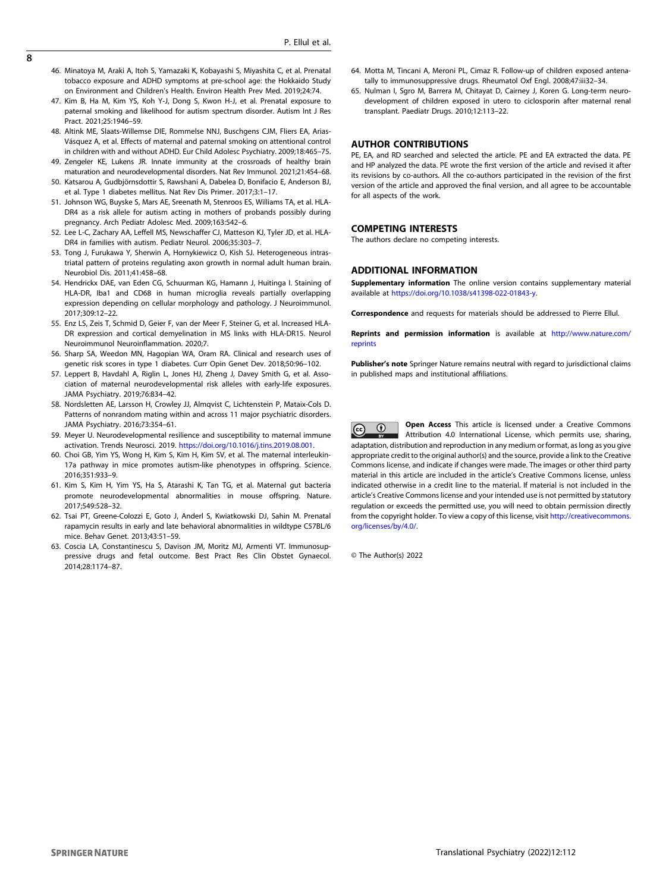46. Minatoya M, Araki A, Itoh S, Yamazaki K, Kobayashi S, Miyashita C, et al. Prenatal tobacco exposure and ADHD symptoms at pre-school age: the Hokkaido Study on Environment and Children's Health. Environ Health Prev Med. 2019;24:74.
47. Kim B, Ha M, Kim YS, Koh Y-J, Dong S, Kwon H-J, et al. Prenatal exposure to paternal smoking and likelihood for autism spectrum disorder. Autism Int J Res Pract. 2021;25:1946–59.
48. Altink ME, Slaats-Willemse DIE, Rommelse NNJ, Buschgens CJM, Fliers EA, Arias-Vásquez A, et al. Effects of maternal and paternal smoking on attentional control in children with and without ADHD. Eur Child Adolesc Psychiatry. 2009;18:465–75.
49. Zengeler KE, Lukens JR. Innate immunity at the crossroads of healthy brain maturation and neurodevelopmental disorders. Nat Rev Immunol. 2021;21:454–68.
50. Katsarou A, Gudbjörnsdottir S, Rawshani A, Dabelea D, Bonifacio E, Anderson BJ, et al. Type 1 diabetes mellitus. Nat Rev Dis Primer. 2017;3:1–17.
51. Johnson WG, Buyske S, Mars AE, Sreenath M, Stenroos ES, Williams TA, et al. HLA-DR4 as a risk allele for autism acting in mothers of probands possibly during pregnancy. Arch Pediatr Adolesc Med. 2009;163:542–6.
52. Lee L-C, Zachary AA, Leffell MS, Newschaffer CJ, Matteson KJ, Tyler JD, et al. HLA-DR4 in families with autism. Pediatr Neurol. 2006;35:303–7.
53. Tong J, Furukawa Y, Sherwin A, Hornykiewicz O, Kish SJ. Heterogeneous intrastriatal pattern of proteins regulating axon growth in normal adult human brain. Neurobiol Dis. 2011;41:458–68.
54. Hendrickx DAE, van Eden CG, Schuurman KG, Hamann J, Huitinga I. Staining of HLA-DR, Iba1 and CD68 in human microglia reveals partially overlapping expression depending on cellular morphology and pathology. J Neuroimmunol. 2017;309:12–22.
55. Enz LS, Zeis T, Schmid D, Geier F, van der Meer F, Steiner G, et al. Increased HLA-DR expression and cortical demyelination in MS links with HLA-DR15. Neurol Neuroimmunol Neuroinflammation. 2020;7.
56. Sharp SA, Weedon MN, Hagopian WA, Oram RA. Clinical and research uses of genetic risk scores in type 1 diabetes. Curr Opin Genet Dev. 2018;50:96–102.
57. Leppert B, Havdahl A, Riglin L, Jones HJ, Zheng J, Davey Smith G, et al. Association of maternal neurodevelopmental risk alleles with early-life exposures. JAMA Psychiatry. 2019;76:834–42.
58. Nordsletten AE, Larsson H, Crowley JJ, Almqvist C, Lichtenstein P, Mataix-Cols D. Patterns of nonrandom mating within and across 11 major psychiatric disorders. JAMA Psychiatry. 2016;73:354–61.
59. Meyer U. Neurodevelopmental resilience and susceptibility to maternal immune activation. Trends Neurosci. 2019. https://doi.org/10.1016/j.tins.2019.08.001.
60. Choi GB, Yim YS, Wong H, Kim S, Kim H, Kim SV, et al. The maternal interleukin-17a pathway in mice promotes autism-like phenotypes in offspring. Science. 2016;351:933–9.
61. Kim S, Kim H, Yim YS, Ha S, Atarashi K, Tan TG, et al. Maternal gut bacteria promote neurodevelopmental abnormalities in mouse offspring. Nature. 2017;549:528–32.
62. Tsai PT, Greene-Colozzi E, Goto J, Anderl S, Kwiatkowski DJ, Sahin M. Prenatal rapamycin results in early and late behavioral abnormalities in wildtype C57BL/6 mice. Behav Genet. 2013;43:51–59.
63. Coscia LA, Constantinescu S, Davison JM, Moritz MJ, Armenti VT. Immunosuppressive drugs and fetal outcome. Best Pract Res Clin Obstet Gynaecol. 2014;28:1174–87.
64. Motta M, Tincani A, Meroni PL, Cimaz R. Follow-up of children exposed antenatally to immunosuppressive drugs. Rheumatol Oxf Engl. 2008;47:iii32–34.
65. Nulman I, Sgro M, Barrera M, Chitayat D, Cairney J, Koren G. Long-term neurodevelopment of children exposed in utero to ciclosporin after maternal renal transplant. Paediatr Drugs. 2010;12:113–22.

## AUTHOR CONTRIBUTIONS

PE, EA, and RD searched and selected the article. PE and EA extracted the data. PE and HP analyzed the data. PE wrote the first version of the article and revised it after its revisions by co-authors. All the co-authors participated in the revision of the first version of the article and approved the final version, and all agree to be accountable for all aspects of the work.

## COMPETING INTERESTS

The authors declare no competing interests.

## ADDITIONAL INFORMATION

**Supplementary information** The online version contains supplementary material available at https://doi.org/10.1038/s41398-022-01843-y.

**Correspondence** and requests for materials should be addressed to Pierre Ellul.

**Reprints and permission information** is available at http://www.nature.com/reprints

**Publisher's note** Springer Nature remains neutral with regard to jurisdictional claims in published maps and institutional affiliations.

**Open Access** This article is licensed under a Creative Commons Attribution 4.0 International License, which permits use, sharing, adaptation, distribution and reproduction in any medium or format, as long as you give appropriate credit to the original author(s) and the source, provide a link to the Creative Commons license, and indicate if changes were made. The images or other third party material in this article are included in the article's Creative Commons license, unless indicated otherwise in a credit line to the material. If material is not included in the article's Creative Commons license and your intended use is not permitted by statutory regulation or exceeds the permitted use, you will need to obtain permission directly from the copyright holder. To view a copy of this license, visit http://creativecommons.org/licenses/by/4.0/.

© The Author(s) 2022